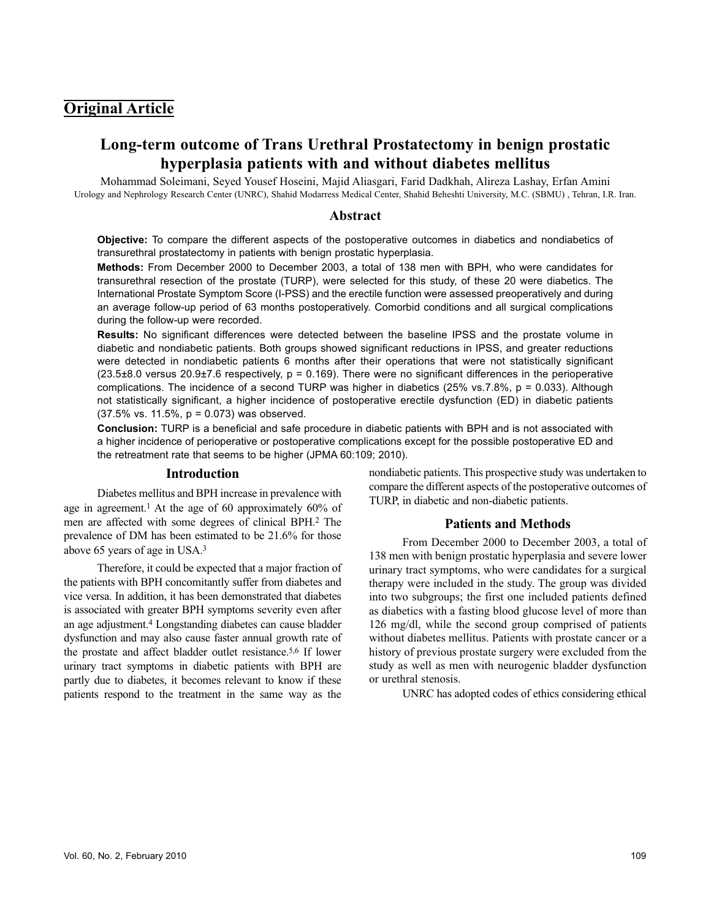**Original Article**

# Long-term outcome of Trans Urethral Prostatectomy in benign prostatic hyperplasia patients with and without diabetes mellitus

Mohammad Soleimani, Seyed Yousef Hoseini, Majid Aliasgari, Farid Dadkhah, Alireza Lashay, Erfan Amini

Urology and Nephrology Research Center (UNRC), Shahid Modarress Medical Center, Shahid Beheshti University, M.C. (SBMU) , Tehran, I.R. Iran.

## Abstract

**Objective:** To compare the different aspects of the postoperative outcomes in diabetics and nondiabetics of transurethral prostatectomy in patients with benign prostatic hyperplasia.

**Methods:** From December 2000 to December 2003, a total of 138 men with BPH, who were candidates for transurethral resection of the prostate (TURP), were selected for this study, of these 20 were diabetics. The International Prostate Symptom Score (I-PSS) and the erectile function were assessed preoperatively and during an average follow-up period of 63 months postoperatively. Comorbid conditions and all surgical complications during the follow-up were recorded.

**Results:** No significant differences were detected between the baseline IPSS and the prostate volume in diabetic and nondiabetic patients. Both groups showed significant reductions in IPSS, and greater reductions were detected in nondiabetic patients 6 months after their operations that were not statistically significant (23.5±8.0 versus 20.9±7.6 respectively, $p = 0.169$). There were no significant differences in the perioperative complications. The incidence of a second TURP was higher in diabetics (25% vs.7.8%, $p = 0.033$). Although not statistically significant, a higher incidence of postoperative erectile dysfunction (ED) in diabetic patients (37.5% vs. 11.5%, $p = 0.073$) was observed.

**Conclusion:** TURP is a beneficial and safe procedure in diabetic patients with BPH and is not associated with a higher incidence of perioperative or postoperative complications except for the possible postoperative ED and the retreatment rate that seems to be higher (JPMA 60:109; 2010).

## Introduction

Diabetes mellitus and BPH increase in prevalence with age in agreement.[1] At the age of 60 approximately 60% of men are affected with some degrees of clinical BPH.[2] The prevalence of DM has been estimated to be 21.6% for those above 65 years of age in USA.[3]

Therefore, it could be expected that a major fraction of the patients with BPH concomitantly suffer from diabetes and vice versa. In addition, it has been demonstrated that diabetes is associated with greater BPH symptoms severity even after an age adjustment.[4] Longstanding diabetes can cause bladder dysfunction and may also cause faster annual growth rate of the prostate and affect bladder outlet resistance.[5,6] If lower urinary tract symptoms in diabetic patients with BPH are partly due to diabetes, it becomes relevant to know if these patients respond to the treatment in the same way as the nondiabetic patients. This prospective study was undertaken to compare the different aspects of the postoperative outcomes of TURP, in diabetic and non-diabetic patients.

## Patients and Methods

From December 2000 to December 2003, a total of 138 men with benign prostatic hyperplasia and severe lower urinary tract symptoms, who were candidates for a surgical therapy were included in the study. The group was divided into two subgroups; the first one included patients defined as diabetics with a fasting blood glucose level of more than 126 mg/dl, while the second group comprised of patients without diabetes mellitus. Patients with prostate cancer or a history of previous prostate surgery were excluded from the study as well as men with neurogenic bladder dysfunction or urethral stenosis.

UNRC has adopted codes of ethics considering ethical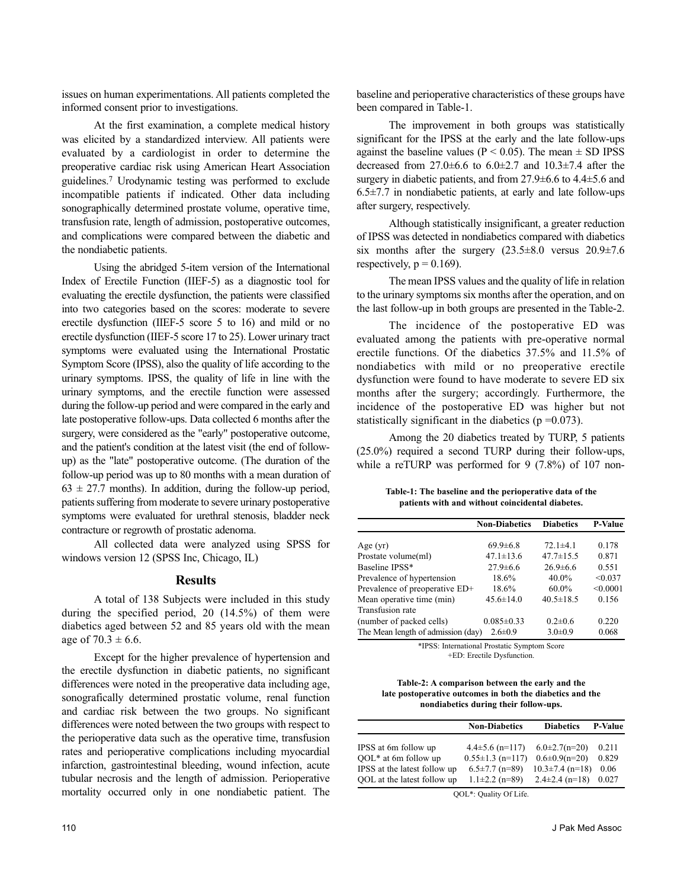issues on human experimentations. All patients completed the informed consent prior to investigations.

At the first examination, a complete medical history was elicited by a standardized interview. All patients were evaluated by a cardiologist in order to determine the preoperative cardiac risk using American Heart Association guidelines.[7] Urodynamic testing was performed to exclude incompatible patients if indicated. Other data including sonographically determined prostate volume, operative time, transfusion rate, length of admission, postoperative outcomes, and complications were compared between the diabetic and the nondiabetic patients.

Using the abridged 5-item version of the International Index of Erectile Function (IIEF-5) as a diagnostic tool for evaluating the erectile dysfunction, the patients were classified into two categories based on the scores: moderate to severe erectile dysfunction (IIEF-5 score 5 to 16) and mild or no erectile dysfunction (IIEF-5 score 17 to 25). Lower urinary tract symptoms were evaluated using the International Prostatic Symptom Score (IPSS), also the quality of life according to the urinary symptoms. IPSS, the quality of life in line with the urinary symptoms, and the erectile function were assessed during the follow-up period and were compared in the early and late postoperative follow-ups. Data collected 6 months after the surgery, were considered as the "early" postoperative outcome, and the patient's condition at the latest visit (the end of follow-up) as the "late" postoperative outcome. (The duration of the follow-up period was up to 80 months with a mean duration of $63 \pm 27.7$ months). In addition, during the follow-up period, patients suffering from moderate to severe urinary postoperative symptoms were evaluated for urethral stenosis, bladder neck contracture or regrowth of prostatic adenoma.

All collected data were analyzed using SPSS for windows version 12 (SPSS Inc, Chicago, IL)

## Results

A total of 138 Subjects were included in this study during the specified period, 20 (14.5%) of them were diabetics aged between 52 and 85 years old with the mean age of $70.3 \pm 6.6$.

Except for the higher prevalence of hypertension and the erectile dysfunction in diabetic patients, no significant differences were noted in the preoperative data including age, sonografically determined prostatic volume, renal function and cardiac risk between the two groups. No significant differences were noted between the two groups with respect to the perioperative data such as the operative time, transfusion rates and perioperative complications including myocardial infarction, gastrointestinal bleeding, wound infection, acute tubular necrosis and the length of admission. Perioperative mortality occurred only in one nondiabetic patient. The baseline and perioperative characteristics of these groups have been compared in Table-1.

The improvement in both groups was statistically significant for the IPSS at the early and the late follow-ups against the baseline values ($P < 0.05$). The mean ± SD IPSS decreased from 27.0±6.6 to 6.0±2.7 and 10.3±7.4 after the surgery in diabetic patients, and from 27.9±6.6 to 4.4±5.6 and 6.5±7.7 in nondiabetic patients, at early and late follow-ups after surgery, respectively.

Although statistically insignificant, a greater reduction of IPSS was detected in nondiabetics compared with diabetics six months after the surgery (23.5±8.0 versus 20.9±7.6 respectively, $p = 0.169$).

The mean IPSS values and the quality of life in relation to the urinary symptoms six months after the operation, and on the last follow-up in both groups are presented in the Table-2.

The incidence of the postoperative ED was evaluated among the patients with pre-operative normal erectile functions. Of the diabetics 37.5% and 11.5% of nondiabetics with mild or no preoperative erectile dysfunction were found to have moderate to severe ED six months after the surgery; accordingly. Furthermore, the incidence of the postoperative ED was higher but not statistically significant in the diabetics ($p = 0.073$).

Among the 20 diabetics treated by TURP, 5 patients (25.0%) required a second TURP during their follow-ups, while a reTURP was performed for 9 (7.8%) of 107 non-

**Table-1: The baseline and the perioperative data of the patients with and without coincidental diabetes.**

| | Non-Diabetics | Diabetics | P-Value |
|---|---|---|---|
| Age (yr) | 69.9±6.8 | 72.1±4.1 | 0.178 |
| Prostate volume(ml) | 47.1±13.6 | 47.7±15.5 | 0.871 |
| Baseline IPSS* | 27.9±6.6 | 26.9±6.6 | 0.551 |
| Prevalence of hypertension | 18.6% | 40.0% | <0.037 |
| Prevalence of preoperative ED+ | 18.6% | 60.0% | <0.0001 |
| Mean operative time (min) | 45.6±14.0 | 40.5±18.5 | 0.156 |
| Transfusion rate (number of packed cells) | 0.085±0.33 | 0.2±0.6 | 0.220 |
| The Mean length of admission (day) | 2.6±0.9 | 3.0±0.9 | 0.068 |

*IPSS: International Prostatic Symptom Score
+ED: Erectile Dysfunction.

**Table-2: A comparison between the early and the late postoperative outcomes in both the diabetics and the nondiabetics during their follow-ups.**

| | Non-Diabetics | Diabetics | P-Value |
|---|---|---|---|
| IPSS at 6m follow up | 4.4±5.6 (n=117) | 6.0±2.7(n=20) | 0.211 |
| QOL* at 6m follow up | 0.55±1.3 (n=117) | 0.6±0.9(n=20) | 0.829 |
| IPSS at the latest follow up | 6.5±7.7 (n=89) | 10.3±7.4 (n=18) | 0.06 |
| QOL at the latest follow up | 1.1±2.2 (n=89) | 2.4±2.4 (n=18) | 0.027 |

QOL*: Quality Of Life.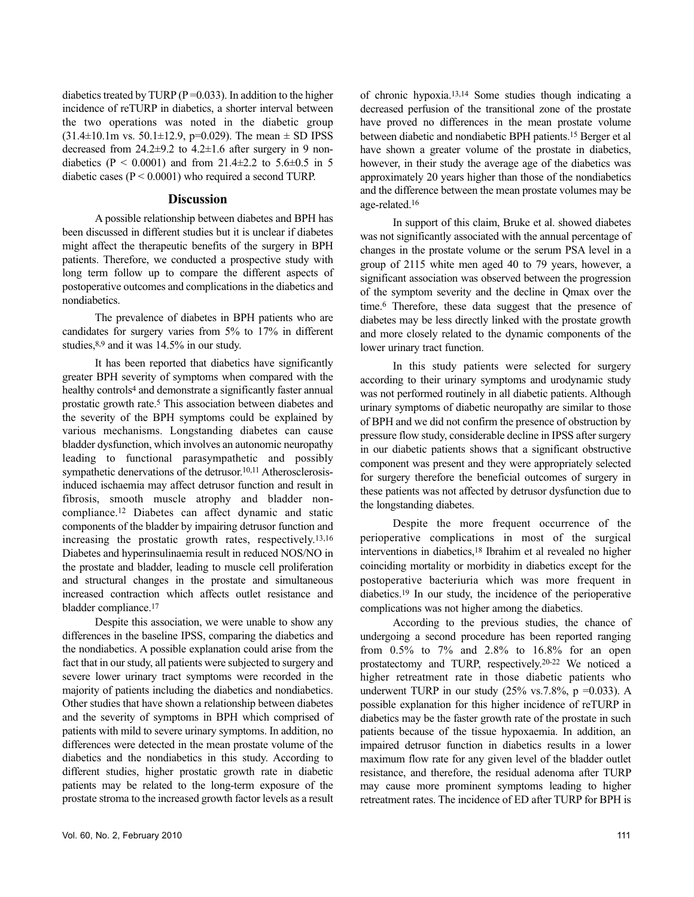diabetics treated by TURP (P =0.033). In addition to the higher incidence of reTURP in diabetics, a shorter interval between the two operations was noted in the diabetic group (31.4±10.1m vs. 50.1±12.9, p=0.029). The mean ± SD IPSS decreased from 24.2±9.2 to 4.2±1.6 after surgery in 9 non-diabetics (P < 0.0001) and from 21.4±2.2 to 5.6±0.5 in 5 diabetic cases (P < 0.0001) who required a second TURP.

## Discussion

A possible relationship between diabetes and BPH has been discussed in different studies but it is unclear if diabetes might affect the therapeutic benefits of the surgery in BPH patients. Therefore, we conducted a prospective study with long term follow up to compare the different aspects of postoperative outcomes and complications in the diabetics and nondiabetics.

The prevalence of diabetes in BPH patients who are candidates for surgery varies from 5% to 17% in different studies,[8,9] and it was 14.5% in our study.

It has been reported that diabetics have significantly greater BPH severity of symptoms when compared with the healthy controls[4] and demonstrate a significantly faster annual prostatic growth rate.[5] This association between diabetes and the severity of the BPH symptoms could be explained by various mechanisms. Longstanding diabetes can cause bladder dysfunction, which involves an autonomic neuropathy leading to functional parasympathetic and possibly sympathetic denervations of the detrusor.[10,11] Atherosclerosis-induced ischaemia may affect detrusor function and result in fibrosis, smooth muscle atrophy and bladder non-compliance.[12] Diabetes can affect dynamic and static components of the bladder by impairing detrusor function and increasing the prostatic growth rates, respectively.[13,16] Diabetes and hyperinsulinaemia result in reduced NOS/NO in the prostate and bladder, leading to muscle cell proliferation and structural changes in the prostate and simultaneous increased contraction which affects outlet resistance and bladder compliance.[17]

Despite this association, we were unable to show any differences in the baseline IPSS, comparing the diabetics and the nondiabetics. A possible explanation could arise from the fact that in our study, all patients were subjected to surgery and severe lower urinary tract symptoms were recorded in the majority of patients including the diabetics and nondiabetics. Other studies that have shown a relationship between diabetes and the severity of symptoms in BPH which comprised of patients with mild to severe urinary symptoms. In addition, no differences were detected in the mean prostate volume of the diabetics and the nondiabetics in this study. According to different studies, higher prostatic growth rate in diabetic patients may be related to the long-term exposure of the prostate stroma to the increased growth factor levels as a result of chronic hypoxia.[13,14] Some studies though indicating a decreased perfusion of the transitional zone of the prostate have proved no differences in the mean prostate volume between diabetic and nondiabetic BPH patients.[15] Berger et al have shown a greater volume of the prostate in diabetics, however, in their study the average age of the diabetics was approximately 20 years higher than those of the nondiabetics and the difference between the mean prostate volumes may be age-related.[16]

In support of this claim, Bruke et al. showed diabetes was not significantly associated with the annual percentage of changes in the prostate volume or the serum PSA level in a group of 2115 white men aged 40 to 79 years, however, a significant association was observed between the progression of the symptom severity and the decline in Qmax over the time.[6] Therefore, these data suggest that the presence of diabetes may be less directly linked with the prostate growth and more closely related to the dynamic components of the lower urinary tract function.

In this study patients were selected for surgery according to their urinary symptoms and urodynamic study was not performed routinely in all diabetic patients. Although urinary symptoms of diabetic neuropathy are similar to those of BPH and we did not confirm the presence of obstruction by pressure flow study, considerable decline in IPSS after surgery in our diabetic patients shows that a significant obstructive component was present and they were appropriately selected for surgery therefore the beneficial outcomes of surgery in these patients was not affected by detrusor dysfunction due to the longstanding diabetes.

Despite the more frequent occurrence of the perioperative complications in most of the surgical interventions in diabetics,[18] Ibrahim et al revealed no higher coinciding mortality or morbidity in diabetics except for the postoperative bacteriuria which was more frequent in diabetics.[19] In our study, the incidence of the perioperative complications was not higher among the diabetics.

According to the previous studies, the chance of undergoing a second procedure has been reported ranging from 0.5% to 7% and 2.8% to 16.8% for an open prostatectomy and TURP, respectively.[20-22] We noticed a higher retreatment rate in those diabetic patients who underwent TURP in our study (25% vs.7.8%, p =0.033). A possible explanation for this higher incidence of reTURP in diabetics may be the faster growth rate of the prostate in such patients because of the tissue hypoxaemia. In addition, an impaired detrusor function in diabetics results in a lower maximum flow rate for any given level of the bladder outlet resistance, and therefore, the residual adenoma after TURP may cause more prominent symptoms leading to higher retreatment rates. The incidence of ED after TURP for BPH is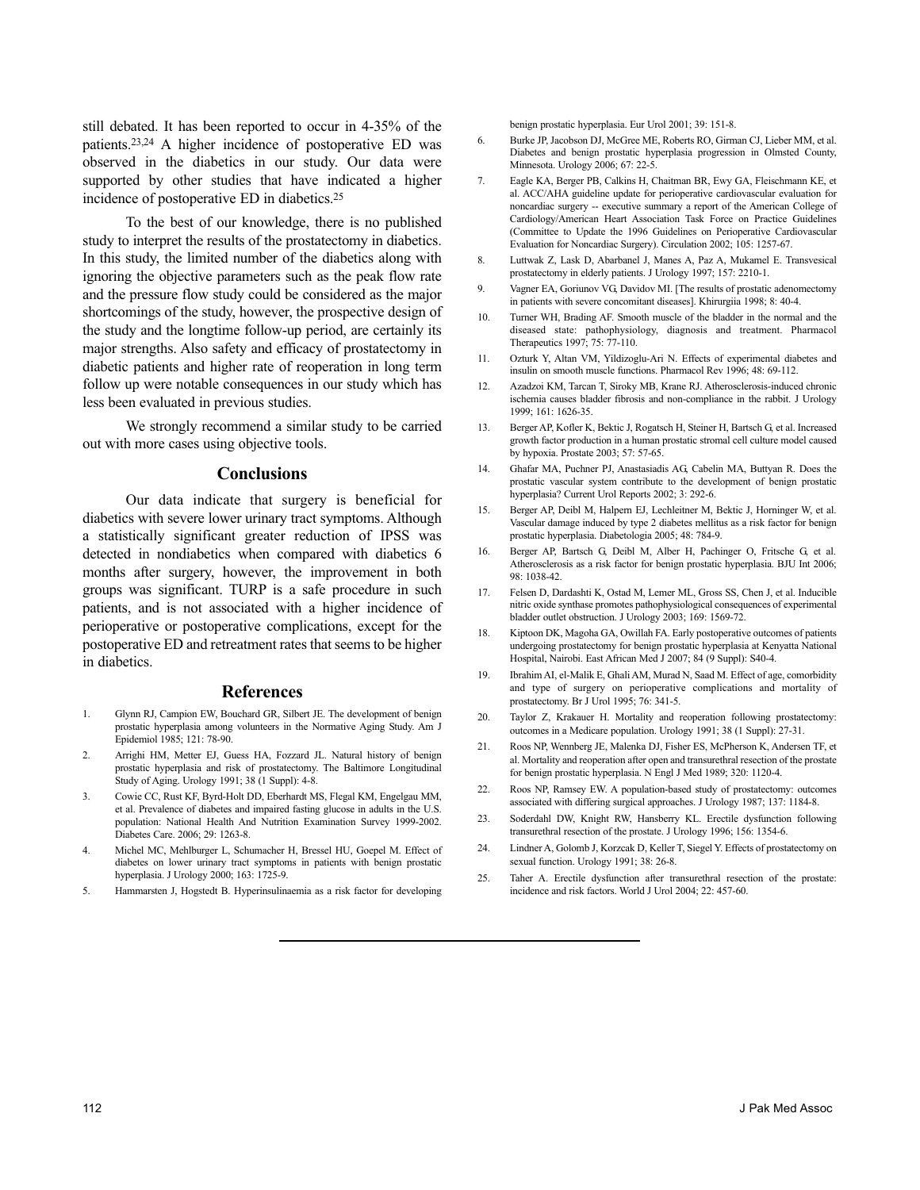still debated. It has been reported to occur in 4-35% of the patients.[23,24] A higher incidence of postoperative ED was observed in the diabetics in our study. Our data were supported by other studies that have indicated a higher incidence of postoperative ED in diabetics.[25]

To the best of our knowledge, there is no published study to interpret the results of the prostatectomy in diabetics. In this study, the limited number of the diabetics along with ignoring the objective parameters such as the peak flow rate and the pressure flow study could be considered as the major shortcomings of the study, however, the prospective design of the study and the longtime follow-up period, are certainly its major strengths. Also safety and efficacy of prostatectomy in diabetic patients and higher rate of reoperation in long term follow up were notable consequences in our study which has less been evaluated in previous studies.

We strongly recommend a similar study to be carried out with more cases using objective tools.

## Conclusions

Our data indicate that surgery is beneficial for diabetics with severe lower urinary tract symptoms. Although a statistically significant greater reduction of IPSS was detected in nondiabetics when compared with diabetics 6 months after surgery, however, the improvement in both groups was significant. TURP is a safe procedure in such patients, and is not associated with a higher incidence of perioperative or postoperative complications, except for the postoperative ED and retreatment rates that seems to be higher in diabetics.

## References

1. Glynn RJ, Campion EW, Bouchard GR, Silbert JE. The development of benign prostatic hyperplasia among volunteers in the Normative Aging Study. Am J Epidemiol 1985; 121: 78-90.
2. Arrighi HM, Metter EJ, Guess HA, Fozzard JL. Natural history of benign prostatic hyperplasia and risk of prostatectomy. The Baltimore Longitudinal Study of Aging. Urology 1991; 38 (1 Suppl): 4-8.
3. Cowie CC, Rust KF, Byrd-Holt DD, Eberhardt MS, Flegal KM, Engelgau MM, et al. Prevalence of diabetes and impaired fasting glucose in adults in the U.S. population: National Health And Nutrition Examination Survey 1999-2002. Diabetes Care. 2006; 29: 1263-8.
4. Michel MC, Mehlburger L, Schumacher H, Bressel HU, Goepel M. Effect of diabetes on lower urinary tract symptoms in patients with benign prostatic hyperplasia. J Urology 2000; 163: 1725-9.
5. Hammarsten J, Hogstedt B. Hyperinsulinaemia as a risk factor for developing benign prostatic hyperplasia. Eur Urol 2001; 39: 151-8.
6. Burke JP, Jacobson DJ, McGree ME, Roberts RO, Girman CJ, Lieber MM, et al. Diabetes and benign prostatic hyperplasia progression in Olmsted County, Minnesota. Urology 2006; 67: 22-5.
7. Eagle KA, Berger PB, Calkins H, Chaitman BR, Ewy GA, Fleischmann KE, et al. ACC/AHA guideline update for perioperative cardiovascular evaluation for noncardiac surgery -- executive summary a report of the American College of Cardiology/American Heart Association Task Force on Practice Guidelines (Committee to Update the 1996 Guidelines on Perioperative Cardiovascular Evaluation for Noncardiac Surgery). Circulation 2002; 105: 1257-67.
8. Luttwak Z, Lask D, Abarbanel J, Manes A, Paz A, Mukamel E. Transvesical prostatectomy in elderly patients. J Urology 1997; 157: 2210-1.
9. Vagner EA, Goriunov VG, Davidov MI. [The results of prostatic adenomectomy in patients with severe concomitant diseases]. Khirurgiia 1998; 8: 40-4.
10. Turner WH, Brading AF. Smooth muscle of the bladder in the normal and the diseased state: pathophysiology, diagnosis and treatment. Pharmacol Therapeutics 1997; 75: 77-110.
11. Ozturk Y, Altan VM, Yildizoglu-Ari N. Effects of experimental diabetes and insulin on smooth muscle functions. Pharmacol Rev 1996; 48: 69-112.
12. Azadzoi KM, Tarcan T, Siroky MB, Krane RJ. Atherosclerosis-induced chronic ischemia causes bladder fibrosis and non-compliance in the rabbit. J Urology 1999; 161: 1626-35.
13. Berger AP, Kofler K, Bektic J, Rogatsch H, Steiner H, Bartsch G, et al. Increased growth factor production in a human prostatic stromal cell culture model caused by hypoxia. Prostate 2003; 57: 57-65.
14. Ghafar MA, Puchner PJ, Anastasiadis AG, Cabelin MA, Buttyan R. Does the prostatic vascular system contribute to the development of benign prostatic hyperplasia? Current Urol Reports 2002; 3: 292-6.
15. Berger AP, Deibl M, Halpern EJ, Lechleitner M, Bektic J, Horninger W, et al. Vascular damage induced by type 2 diabetes mellitus as a risk factor for benign prostatic hyperplasia. Diabetologia 2005; 48: 784-9.
16. Berger AP, Bartsch G, Deibl M, Alber H, Pachinger O, Fritsche G, et al. Atherosclerosis as a risk factor for benign prostatic hyperplasia. BJU Int 2006; 98: 1038-42.
17. Felsen D, Dardashti K, Ostad M, Lemer ML, Gross SS, Chen J, et al. Inducible nitric oxide synthase promotes pathophysiological consequences of experimental bladder outlet obstruction. J Urology 2003; 169: 1569-72.
18. Kiptoon DK, Magoha GA, Owillah FA. Early postoperative outcomes of patients undergoing prostatectomy for benign prostatic hyperplasia at Kenyatta National Hospital, Nairobi. East African Med J 2007; 84 (9 Suppl): S40-4.
19. Ibrahim AI, el-Malik E, Ghali AM, Murad N, Saad M. Effect of age, comorbidity and type of surgery on perioperative complications and mortality of prostatectomy. Br J Urol 1995; 76: 341-5.
20. Taylor Z, Krakauer H. Mortality and reoperation following prostatectomy: outcomes in a Medicare population. Urology 1991; 38 (1 Suppl): 27-31.
21. Roos NP, Wennberg JE, Malenka DJ, Fisher ES, McPherson K, Andersen TF, et al. Mortality and reoperation after open and transurethral resection of the prostate for benign prostatic hyperplasia. N Engl J Med 1989; 320: 1120-4.
22. Roos NP, Ramsey EW. A population-based study of prostatectomy: outcomes associated with differing surgical approaches. J Urology 1987; 137: 1184-8.
23. Soderdahl DW, Knight RW, Hansberry KL. Erectile dysfunction following transurethral resection of the prostate. J Urology 1996; 156: 1354-6.
24. Lindner A, Golomb J, Korzcak D, Keller T, Siegel Y. Effects of prostatectomy on sexual function. Urology 1991; 38: 26-8.
25. Taher A. Erectile dysfunction after transurethral resection of the prostate: incidence and risk factors. World J Urol 2004; 22: 457-60.